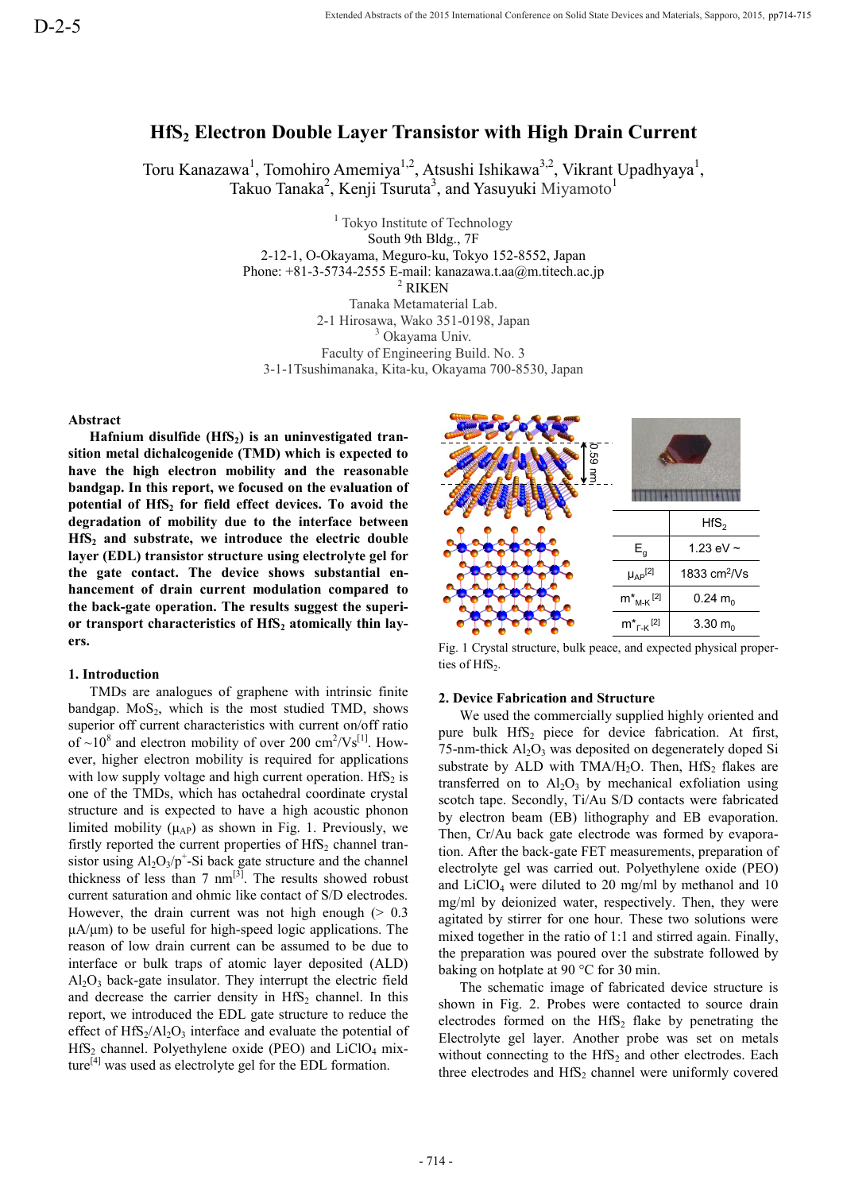# $HfS_2$ Electron Double Layer Transistor with High Drain Current

Toru Kanazawa[1], Tomohiro Amemiya[1,2], Atsushi Ishikawa[3,2], Vikrant Upadhyaya[1], Takuo Tanaka[2], Kenji Tsuruta[3], and Yasuyuki Miyamoto[1]

[1] Tokyo Institute of Technology
South 9th Bldg., 7F
2-12-1, O-Okayama, Meguro-ku, Tokyo 152-8552, Japan
Phone: +81-3-5734-2555 E-mail: kanazawa.t.aa@m.titech.ac.jp

[2] RIKEN
Tanaka Metamaterial Lab.
2-1 Hirosawa, Wako 351-0198, Japan

[3] Okayama Univ.
Faculty of Engineering Build. No. 3
3-1-1Tsushimanaka, Kita-ku, Okayama 700-8530, Japan

## Abstract

**Hafnium disulfide ($HfS_2$) is an uninvestigated transition metal dichalcogenide (TMD) which is expected to have the high electron mobility and the reasonable bandgap. In this report, we focused on the evaluation of potential of $HfS_2$ for field effect devices. To avoid the degradation of mobility due to the interface between $HfS_2$ and substrate, we introduce the electric double layer (EDL) transistor structure using electrolyte gel for the gate contact. The device shows substantial enhancement of drain current modulation compared to the back-gate operation. The results suggest the superior transport characteristics of $HfS_2$ atomically thin layers.**

## 1. Introduction

TMDs are analogues of graphene with intrinsic finite bandgap. $MoS_2$, which is the most studied TMD, shows superior off current characteristics with current on/off ratio of ~$10^8$ and electron mobility of over 200 $cm^2/Vs$[1]. However, higher electron mobility is required for applications with low supply voltage and high current operation. $HfS_2$ is one of the TMDs, which has octahedral coordinate crystal structure and is expected to have a high acoustic phonon limited mobility ($\mu_{AP}$) as shown in Fig. 1. Previously, we firstly reported the current properties of $HfS_2$ channel transistor using $Al_2O_3/p^+$-Si back gate structure and the channel thickness of less than 7 nm[3]. The results showed robust current saturation and ohmic like contact of S/D electrodes. However, the drain current was not high enough (> 0.3 μA/μm) to be useful for high-speed logic applications. The reason of low drain current can be assumed to be due to interface or bulk traps of atomic layer deposited (ALD) $Al_2O_3$ back-gate insulator. They interrupt the electric field and decrease the carrier density in $HfS_2$ channel. In this report, we introduced the EDL gate structure to reduce the effect of $HfS_2/Al_2O_3$ interface and evaluate the potential of $HfS_2$ channel. Polyethylene oxide (PEO) and $LiClO_4$ mixture[4] was used as electrolyte gel for the EDL formation.

| | $HfS_2$ |
|---|---|
| $E_g$ | 1.23 eV ~ |
| $\mu_{AP}$[2] | 1833 $cm^2/Vs$ |
| $m^*_{M\text{-}K}$[2] | 0.24 $m_0$ |
| $m^*_{\Gamma\text{-}K}$[2] | 3.30 $m_0$ |

Fig. 1 Crystal structure, bulk peace, and expected physical properties of $HfS_2$.

## 2. Device Fabrication and Structure

We used the commercially supplied highly oriented and pure bulk $HfS_2$ piece for device fabrication. At first, 75-nm-thick $Al_2O_3$ was deposited on degenerately doped Si substrate by ALD with $TMA/H_2O$. Then, $HfS_2$ flakes are transferred on to $Al_2O_3$ by mechanical exfoliation using scotch tape. Secondly, Ti/Au S/D contacts were fabricated by electron beam (EB) lithography and EB evaporation. Then, Cr/Au back gate electrode was formed by evaporation. After the back-gate FET measurements, preparation of electrolyte gel was carried out. Polyethylene oxide (PEO) and $LiClO_4$ were diluted to 20 mg/ml by methanol and 10 mg/ml by deionized water, respectively. Then, they were agitated by stirrer for one hour. These two solutions were mixed together in the ratio of 1:1 and stirred again. Finally, the preparation was poured over the substrate followed by baking on hotplate at 90 °C for 30 min.

The schematic image of fabricated device structure is shown in Fig. 2. Probes were contacted to source drain electrodes formed on the $HfS_2$ flake by penetrating the Electrolyte gel layer. Another probe was set on metals without connecting to the $HfS_2$ and other electrodes. Each three electrodes and $HfS_2$ channel were uniformly covered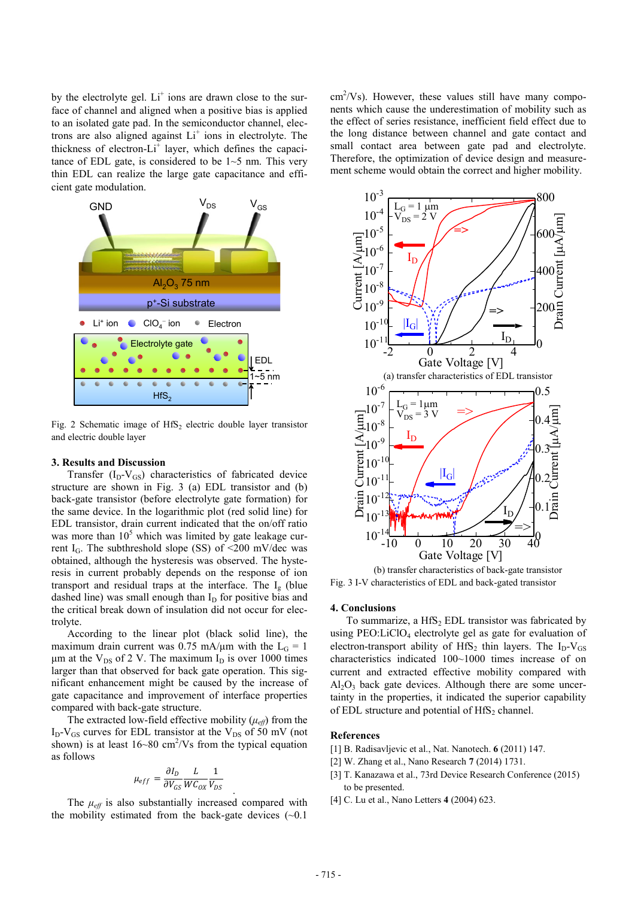by the electrolyte gel. $Li^+$ ions are drawn close to the surface of channel and aligned when a positive bias is applied to an isolated gate pad. In the semiconductor channel, electrons are also aligned against $Li^+$ ions in electrolyte. The thickness of electron-$Li^+$ layer, which defines the capacitance of EDL gate, is considered to be 1~5 nm. This very thin EDL can realize the large gate capacitance and efficient gate modulation.

GND
$V_{DS}$
$V_{GS}$
$Al_2O_3$ 75 nm
$p^+$-Si substrate
$Li^+$ ion
$ClO_4^-$ ion
Electron
Electrolyte gate
EDL
1~5 nm
$HfS_2$

Fig. 2 Schematic image of $HfS_2$ electric double layer transistor and electric double layer

## 3. Results and Discussion

Transfer ($I_D$-$V_{GS}$) characteristics of fabricated device structure are shown in Fig. 3 (a) EDL transistor and (b) back-gate transistor (before electrolyte gate formation) for the same device. In the logarithmic plot (red solid line) for EDL transistor, drain current indicated that the on/off ratio was more than $10^5$ which was limited by gate leakage current $I_G$. The subthreshold slope (SS) of <200 mV/dec was obtained, although the hysteresis was observed. The hysteresis in current probably depends on the response of ion transport and residual traps at the interface. The $I_g$ (blue dashed line) was small enough than $I_D$ for positive bias and the critical break down of insulation did not occur for electrolyte.

According to the linear plot (black solid line), the maximum drain current was 0.75 mA/μm with the $L_G$ = 1 μm at the $V_{DS}$ of 2 V. The maximum $I_D$ is over 1000 times larger than that observed for back gate operation. This significant enhancement might be caused by the increase of gate capacitance and improvement of interface properties compared with back-gate structure.

The extracted low-field effective mobility ($\mu_{eff}$) from the $I_D$-$V_{GS}$ curves for EDL transistor at the $V_{DS}$ of 50 mV (not shown) is at least 16~80 $cm^2$/Vs from the typical equation as follows

$$\mu_{eff} = \frac{\partial I_D}{\partial V_{GS}} \frac{L}{WC_{OX}} \frac{1}{V_{DS}}.$$

The $\mu_{eff}$ is also substantially increased compared with the mobility estimated from the back-gate devices (~0.1 $cm^2$/Vs). However, these values still have many components which cause the underestimation of mobility such as the effect of series resistance, inefficient field effect due to the long distance between channel and gate contact and small contact area between gate pad and electrolyte. Therefore, the optimization of device design and measurement scheme would obtain the correct and higher mobility.

$L_G$ = 1 μm
$V_{DS}$ = 2 V
$10^{-3}$
$10^{-4}$
$10^{-5}$
$10^{-6}$
$10^{-7}$
$10^{-8}$
$10^{-9}$
$10^{-10}$
$10^{-11}$
Current [A/μm]
$I_D$
$|I_G|$
=>
=>
$I_D$
800
600
400
200
0
Drain Current [μA/μm]
-2
0
2
4
Gate Voltage [V]

(a) transfer characteristics of EDL transistor

$L_G$ = 1μm
$V_{DS}$ = 3 V
$10^{-6}$
$10^{-7}$
$10^{-8}$
$10^{-9}$
$10^{-10}$
$10^{-11}$
$10^{-12}$
$10^{-13}$
$10^{-14}$
Drain Current [A/μm]
$I_D$
$|I_G|$
=>
=>
$I_D$
0.5
0.4
0.3
0.2
0.1
0
Drain Current [μA/μm]
-10
0
10
20
30
40
Gate Voltage [V]

(b) transfer characteristics of back-gate transistor

Fig. 3 I-V characteristics of EDL and back-gated transistor

## 4. Conclusions

To summarize, a $HfS_2$ EDL transistor was fabricated by using PEO:$LiClO_4$ electrolyte gel as gate for evaluation of electron-transport ability of $HfS_2$ thin layers. The $I_D$-$V_{GS}$ characteristics indicated 100~1000 times increase of on current and extracted effective mobility compared with $Al_2O_3$ back gate devices. Although there are some uncertainty in the properties, it indicated the superior capability of EDL structure and potential of $HfS_2$ channel.

## References

[1] B. Radisavljevic et al., Nat. Nanotech. **6** (2011) 147.
[2] W. Zhang et al., Nano Research **7** (2014) 1731.
[3] T. Kanazawa et al., 73rd Device Research Conference (2015) to be presented.
[4] C. Lu et al., Nano Letters **4** (2004) 623.